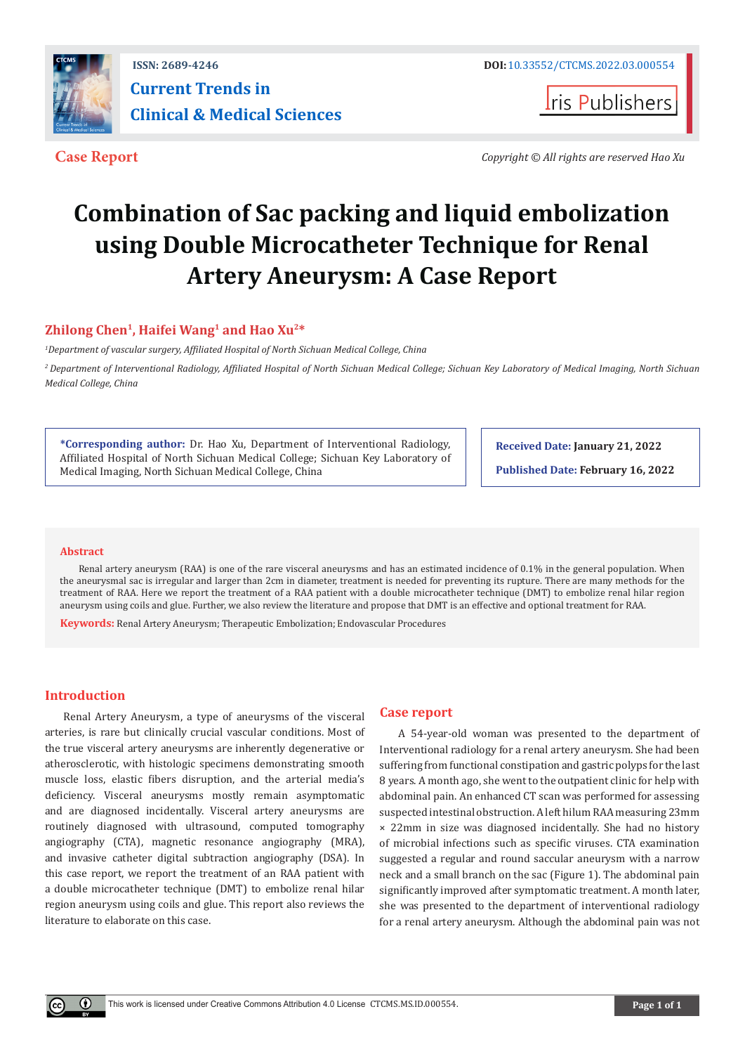ISSN: 2689-4246

DOI: 10.33552/CTCMS.2022.03.000554

**Current Trends in Clinical & Medical Sciences**

Iris Publishers

**Case Report**

*Copyright © All rights are reserved Hao Xu*

# Combination of Sac packing and liquid embolization using Double Microcatheter Technique for Renal Artery Aneurysm: A Case Report

**Zhilong Chen[1], Haifei Wang[1] and Hao Xu[2]***

*[1]Department of vascular surgery, Affiliated Hospital of North Sichuan Medical College, China*

*[2] Department of Interventional Radiology, Affiliated Hospital of North Sichuan Medical College; Sichuan Key Laboratory of Medical Imaging, North Sichuan Medical College, China*

**\*Corresponding author:** Dr. Hao Xu, Department of Interventional Radiology, Affiliated Hospital of North Sichuan Medical College; Sichuan Key Laboratory of Medical Imaging, North Sichuan Medical College, China

**Received Date: January 21, 2022**

**Published Date: February 16, 2022**

## Abstract

Renal artery aneurysm (RAA) is one of the rare visceral aneurysms and has an estimated incidence of 0.1% in the general population. When the aneurysmal sac is irregular and larger than 2cm in diameter, treatment is needed for preventing its rupture. There are many methods for the treatment of RAA. Here we report the treatment of a RAA patient with a double microcatheter technique (DMT) to embolize renal hilar region aneurysm using coils and glue. Further, we also review the literature and propose that DMT is an effective and optional treatment for RAA.

**Keywords:** Renal Artery Aneurysm; Therapeutic Embolization; Endovascular Procedures

## Introduction

Renal Artery Aneurysm, a type of aneurysms of the visceral arteries, is rare but clinically crucial vascular conditions. Most of the true visceral artery aneurysms are inherently degenerative or atherosclerotic, with histologic specimens demonstrating smooth muscle loss, elastic fibers disruption, and the arterial media's deficiency. Visceral aneurysms mostly remain asymptomatic and are diagnosed incidentally. Visceral artery aneurysms are routinely diagnosed with ultrasound, computed tomography angiography (CTA), magnetic resonance angiography (MRA), and invasive catheter digital subtraction angiography (DSA). In this case report, we report the treatment of an RAA patient with a double microcatheter technique (DMT) to embolize renal hilar region aneurysm using coils and glue. This report also reviews the literature to elaborate on this case.

## Case report

A 54-year-old woman was presented to the department of Interventional radiology for a renal artery aneurysm. She had been suffering from functional constipation and gastric polyps for the last 8 years. A month ago, she went to the outpatient clinic for help with abdominal pain. An enhanced CT scan was performed for assessing suspected intestinal obstruction. A left hilum RAA measuring 23mm × 22mm in size was diagnosed incidentally. She had no history of microbial infections such as specific viruses. CTA examination suggested a regular and round saccular aneurysm with a narrow neck and a small branch on the sac (Figure 1). The abdominal pain significantly improved after symptomatic treatment. A month later, she was presented to the department of interventional radiology for a renal artery aneurysm. Although the abdominal pain was not

This work is licensed under Creative Commons Attribution 4.0 License CTCMS.MS.ID.000554.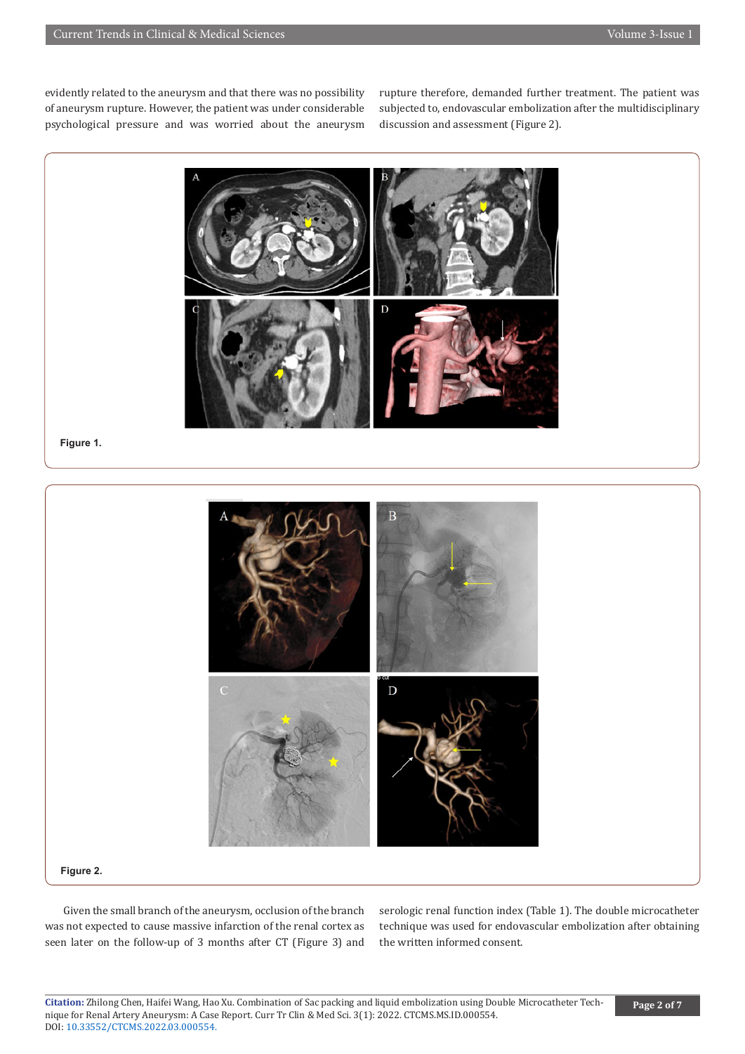evidently related to the aneurysm and that there was no possibility of aneurysm rupture. However, the patient was under considerable psychological pressure and was worried about the aneurysm rupture therefore, demanded further treatment. The patient was subjected to, endovascular embolization after the multidisciplinary discussion and assessment (Figure 2).

Figure 1.

Figure 2.

Given the small branch of the aneurysm, occlusion of the branch was not expected to cause massive infarction of the renal cortex as seen later on the follow-up of 3 months after CT (Figure 3) and serologic renal function index (Table 1). The double microcatheter technique was used for endovascular embolization after obtaining the written informed consent.

**Citation:** Zhilong Chen, Haifei Wang, Hao Xu. Combination of Sac packing and liquid embolization using Double Microcatheter Technique for Renal Artery Aneurysm: A Case Report. Curr Tr Clin & Med Sci. 3(1): 2022. CTCMS.MS.ID.000554. DOI: 10.33552/CTCMS.2022.03.000554.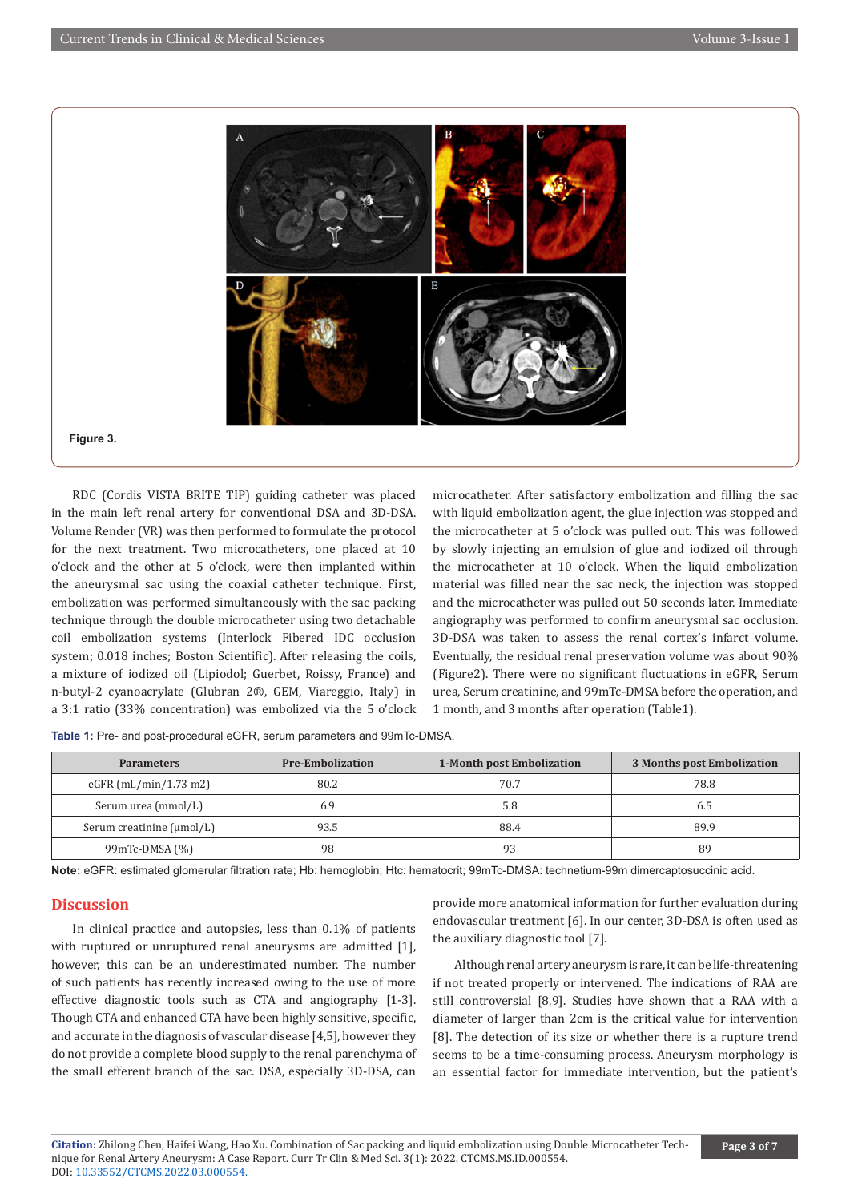Figure 3.

RDC (Cordis VISTA BRITE TIP) guiding catheter was placed in the main left renal artery for conventional DSA and 3D-DSA. Volume Render (VR) was then performed to formulate the protocol for the next treatment. Two microcatheters, one placed at 10 o'clock and the other at 5 o'clock, were then implanted within the aneurysmal sac using the coaxial catheter technique. First, embolization was performed simultaneously with the sac packing technique through the double microcatheter using two detachable coil embolization systems (Interlock Fibered IDC occlusion system; 0.018 inches; Boston Scientific). After releasing the coils, a mixture of iodized oil (Lipiodol; Guerbet, Roissy, France) and n-butyl-2 cyanoacrylate (Glubran 2®, GEM, Viareggio, Italy) in a 3:1 ratio (33% concentration) was embolized via the 5 o'clock microcatheter. After satisfactory embolization and filling the sac with liquid embolization agent, the glue injection was stopped and the microcatheter at 5 o'clock was pulled out. This was followed by slowly injecting an emulsion of glue and iodized oil through the microcatheter at 10 o'clock. When the liquid embolization material was filled near the sac neck, the injection was stopped and the microcatheter was pulled out 50 seconds later. Immediate angiography was performed to confirm aneurysmal sac occlusion. 3D-DSA was taken to assess the renal cortex's infarct volume. Eventually, the residual renal preservation volume was about 90% (Figure2). There were no significant fluctuations in eGFR, Serum urea, Serum creatinine, and 99mTc-DMSA before the operation, and 1 month, and 3 months after operation (Table1).

**Table 1:** Pre- and post-procedural eGFR, serum parameters and 99mTc-DMSA.

| Parameters | Pre-Embolization | 1-Month post Embolization | 3 Months post Embolization |
|---|---|---|---|
| eGFR (mL/min/1.73 m2) | 80.2 | 70.7 | 78.8 |
| Serum urea (mmol/L) | 6.9 | 5.8 | 6.5 |
| Serum creatinine (μmol/L) | 93.5 | 88.4 | 89.9 |
| 99mTc-DMSA (%) | 98 | 93 | 89 |

**Note:** eGFR: estimated glomerular filtration rate; Hb: hemoglobin; Htc: hematocrit; 99mTc-DMSA: technetium-99m dimercaptosuccinic acid.

## Discussion

In clinical practice and autopsies, less than 0.1% of patients with ruptured or unruptured renal aneurysms are admitted [1], however, this can be an underestimated number. The number of such patients has recently increased owing to the use of more effective diagnostic tools such as CTA and angiography [1-3]. Though CTA and enhanced CTA have been highly specific, sensitive, and accurate in the diagnosis of vascular disease [4,5], however they do not provide a complete blood supply to the renal parenchyma of the small efferent branch of the sac. DSA, especially 3D-DSA, can provide more anatomical information for further evaluation during endovascular treatment [6]. In our center, 3D-DSA is often used as the auxiliary diagnostic tool [7].

Although renal artery aneurysm is rare, it can be life-threatening if not treated properly or intervened. The indications of RAA are still controversial [8,9]. Studies have shown that a RAA with a diameter of larger than 2cm is the critical value for intervention [8]. The detection of its size or whether there is a rupture trend seems to be a time-consuming process. Aneurysm morphology is an essential factor for immediate intervention, but the patient's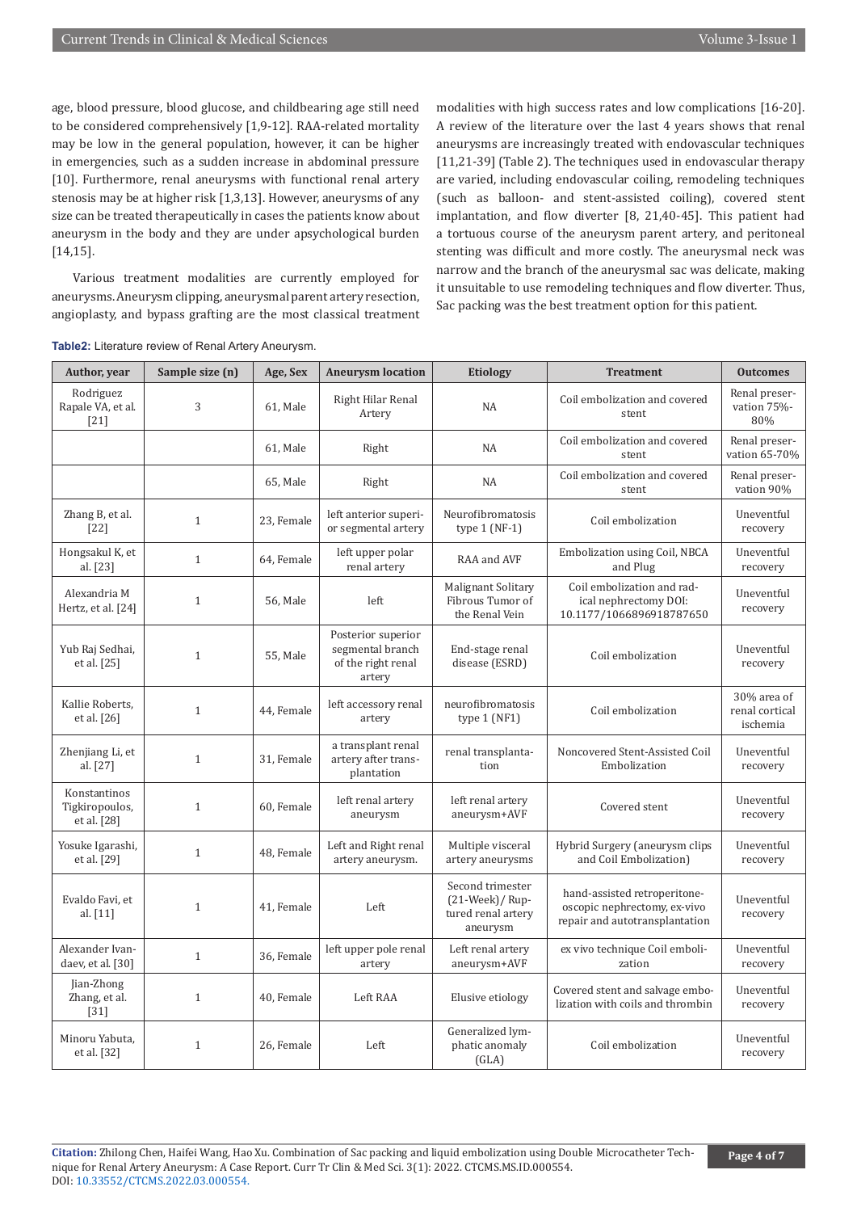age, blood pressure, blood glucose, and childbearing age still need to be considered comprehensively [1,9-12]. RAA-related mortality may be low in the general population, however, it can be higher in emergencies, such as a sudden increase in abdominal pressure [10]. Furthermore, renal aneurysms with functional renal artery stenosis may be at higher risk [1,3,13]. However, aneurysms of any size can be treated therapeutically in cases the patients know about aneurysm in the body and they are under apsychological burden [14,15].

Various treatment modalities are currently employed for aneurysms. Aneurysm clipping, aneurysmal parent artery resection, angioplasty, and bypass grafting are the most classical treatment modalities with high success rates and low complications [16-20]. A review of the literature over the last 4 years shows that renal aneurysms are increasingly treated with endovascular techniques [11,21-39] (Table 2). The techniques used in endovascular therapy are varied, including endovascular coiling, remodeling techniques (such as balloon- and stent-assisted coiling), covered stent implantation, and flow diverter [8, 21,40-45]. This patient had a tortuous course of the aneurysm parent artery, and peritoneal stenting was difficult and more costly. The aneurysmal neck was narrow and the branch of the aneurysmal sac was delicate, making it unsuitable to use remodeling techniques and flow diverter. Thus, Sac packing was the best treatment option for this patient.

**Table2:** Literature review of Renal Artery Aneurysm.

| Author, year | Sample size (n) | Age, Sex | Aneurysm location | Etiology | Treatment | Outcomes |
|---|---|---|---|---|---|---|
| Rodriguez Rapale VA, et al. [21] | 3 | 61, Male | Right Hilar Renal Artery | NA | Coil embolization and covered stent | Renal preservation 75%-80% |
| | | 61, Male | Right | NA | Coil embolization and covered stent | Renal preservation 65-70% |
| | | 65, Male | Right | NA | Coil embolization and covered stent | Renal preservation 90% |
| Zhang B, et al. [22] | 1 | 23, Female | left anterior superior segmental artery | Neurofibromatosis type 1 (NF-1) | Coil embolization | Uneventful recovery |
| Hongsakul K, et al. [23] | 1 | 64, Female | left upper polar renal artery | RAA and AVF | Embolization using Coil, NBCA and Plug | Uneventful recovery |
| Alexandria M Hertz, et al. [24] | 1 | 56, Male | left | Malignant Solitary Fibrous Tumor of the Renal Vein | Coil embolization and radical nephrectomy DOI: 10.1177/1066896918787650 | Uneventful recovery |
| Yub Raj Sedhai, et al. [25] | 1 | 55, Male | Posterior superior segmental branch of the right renal artery | End-stage renal disease (ESRD) | Coil embolization | Uneventful recovery |
| Kallie Roberts, et al. [26] | 1 | 44, Female | left accessory renal artery | neurofibromatosis type 1 (NF1) | Coil embolization | 30% area of renal cortical ischemia |
| Zhenjiang Li, et al. [27] | 1 | 31, Female | a transplant renal artery after transplantation | renal transplantation | Noncovered Stent-Assisted Coil Embolization | Uneventful recovery |
| Konstantinos Tigkiropoulos, et al. [28] | 1 | 60, Female | left renal artery aneurysm | left renal artery aneurysm+AVF | Covered stent | Uneventful recovery |
| Yosuke Igarashi, et al. [29] | 1 | 48, Female | Left and Right renal artery aneurysm. | Multiple visceral artery aneurysms | Hybrid Surgery (aneurysm clips and Coil Embolization) | Uneventful recovery |
| Evaldo Favi, et al. [11] | 1 | 41, Female | Left | Second trimester (21-Week)/ Ruptured renal artery aneurysm | hand-assisted retroperitoneoscopic nephrectomy, ex-vivo repair and autotransplantation | Uneventful recovery |
| Alexander Ivandaev, et al. [30] | 1 | 36, Female | left upper pole renal artery | Left renal artery aneurysm+AVF | ex vivo technique Coil embolization | Uneventful recovery |
| Jian-Zhong Zhang, et al. [31] | 1 | 40, Female | Left RAA | Elusive etiology | Covered stent and salvage embolization with coils and thrombin | Uneventful recovery |
| Minoru Yabuta, et al. [32] | 1 | 26, Female | Left | Generalized lymphatic anomaly (GLA) | Coil embolization | Uneventful recovery |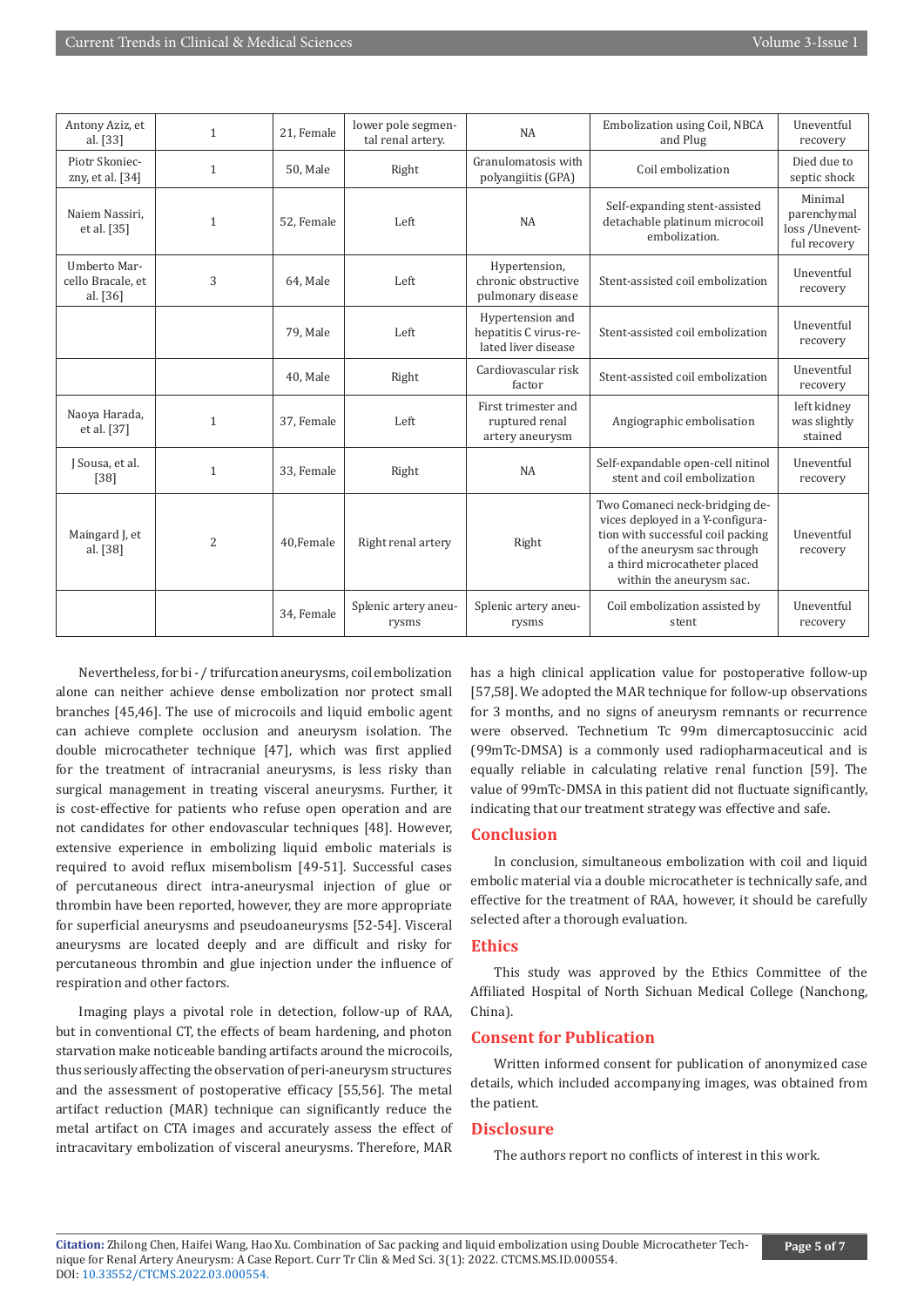| Antony Aziz, et al. [33] | 1 | 21, Female | lower pole segmental renal artery. | NA | Embolization using Coil, NBCA and Plug | Uneventful recovery |
|---|---|---|---|---|---|---|
| Piotr Skoniec-zny, et al. [34] | 1 | 50, Male | Right | Granulomatosis with polyangiitis (GPA) | Coil embolization | Died due to septic shock |
| Naiem Nassiri, et al. [35] | 1 | 52, Female | Left | NA | Self-expanding stent-assisted detachable platinum microcoil embolization. | Minimal parenchymal loss /Uneventful recovery |
| Umberto Marcello Bracale, et al. [36] | 3 | 64, Male | Left | Hypertension, chronic obstructive pulmonary disease | Stent-assisted coil embolization | Uneventful recovery |
| | | 79, Male | Left | Hypertension and hepatitis C virus-related liver disease | Stent-assisted coil embolization | Uneventful recovery |
| | | 40, Male | Right | Cardiovascular risk factor | Stent-assisted coil embolization | Uneventful recovery |
| Naoya Harada, et al. [37] | 1 | 37, Female | Left | First trimester and ruptured renal artery aneurysm | Angiographic embolisation | left kidney was slightly stained |
| J Sousa, et al. [38] | 1 | 33, Female | Right | NA | Self-expandable open-cell nitinol stent and coil embolization | Uneventful recovery |
| Maingard J, et al. [38] | 2 | 40,Female | Right renal artery | Right | Two Comaneci neck-bridging devices deployed in a Y-configuration with successful coil packing of the aneurysm sac through a third microcatheter placed within the aneurysm sac. | Uneventful recovery |
| | | 34, Female | Splenic artery aneurysms | Splenic artery aneurysms | Coil embolization assisted by stent | Uneventful recovery |

Nevertheless, for bi - / trifurcation aneurysms, coil embolization alone can neither achieve dense embolization nor protect small branches [45,46]. The use of microcoils and liquid embolic agent can achieve complete occlusion and aneurysm isolation. The double microcatheter technique [47], which was first applied for the treatment of intracranial aneurysms, is less risky than surgical management in treating visceral aneurysms. Further, it is cost-effective for patients who refuse open operation and are not candidates for other endovascular techniques [48]. However, extensive experience in embolizing liquid embolic materials is required to avoid reflux misembolism [49-51]. Successful cases of percutaneous direct intra-aneurysmal injection of glue or thrombin have been reported, however, they are more appropriate for superficial aneurysms and pseudoaneurysms [52-54]. Visceral aneurysms are located deeply and are difficult and risky for percutaneous thrombin and glue injection under the influence of respiration and other factors.

Imaging plays a pivotal role in detection, follow-up of RAA, but in conventional CT, the effects of beam hardening, and photon starvation make noticeable banding artifacts around the microcoils, thus seriously affecting the observation of peri-aneurysm structures and the assessment of postoperative efficacy [55,56]. The metal artifact reduction (MAR) technique can significantly reduce the metal artifact on CTA images and accurately assess the effect of intracavitary embolization of visceral aneurysms. Therefore, MAR has a high clinical application value for postoperative follow-up [57,58]. We adopted the MAR technique for follow-up observations for 3 months, and no signs of aneurysm remnants or recurrence were observed. Technetium Tc 99m dimercaptosuccinic acid (99mTc-DMSA) is a commonly used radiopharmaceutical and is equally reliable in calculating relative renal function [59]. The value of 99mTc-DMSA in this patient did not fluctuate significantly, indicating that our treatment strategy was effective and safe.

## Conclusion

In conclusion, simultaneous embolization with coil and liquid embolic material via a double microcatheter is technically safe, and effective for the treatment of RAA, however, it should be carefully selected after a thorough evaluation.

## Ethics

This study was approved by the Ethics Committee of the Affiliated Hospital of North Sichuan Medical College (Nanchong, China).

## Consent for Publication

Written informed consent for publication of anonymized case details, which included accompanying images, was obtained from the patient.

## Disclosure

The authors report no conflicts of interest in this work.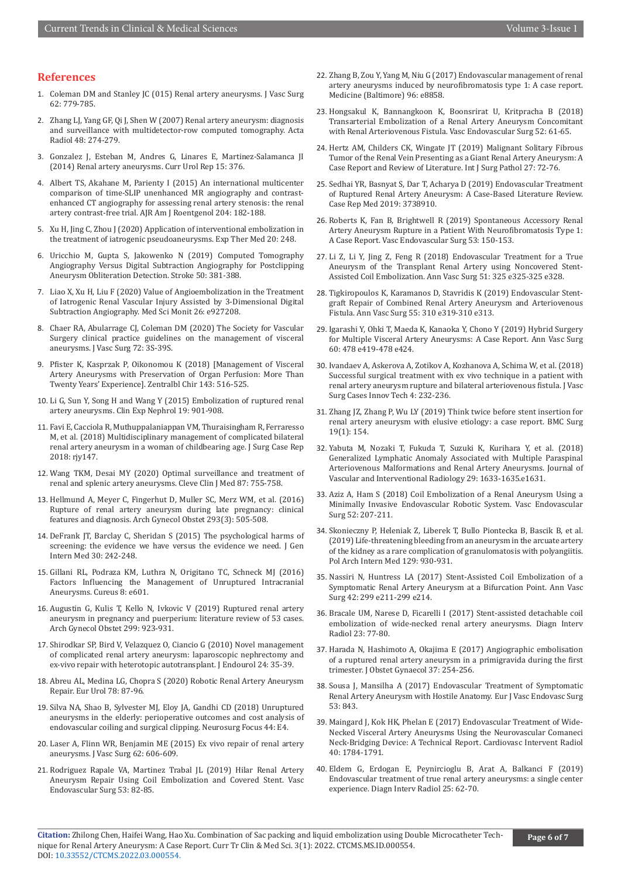## References

1. Coleman DM and Stanley JC (015) Renal artery aneurysms. J Vasc Surg 62: 779-785.
2. Zhang LJ, Yang GF, Qi J, Shen W (2007) Renal artery aneurysm: diagnosis and surveillance with multidetector-row computed tomography. Acta Radiol 48: 274-279.
3. Gonzalez J, Esteban M, Andres G, Linares E, Martinez-Salamanca JI (2014) Renal artery aneurysms. Curr Urol Rep 15: 376.
4. Albert TS, Akahane M, Parienty I (2015) An international multicenter comparison of time-SLIP unenhanced MR angiography and contrast-enhanced CT angiography for assessing renal artery stenosis: the renal artery contrast-free trial. AJR Am J Roentgenol 204: 182-188.
5. Xu H, Jing C, Zhou J (2020) Application of interventional embolization in the treatment of iatrogenic pseudoaneurysms. Exp Ther Med 20: 248.
6. Uricchio M, Gupta S, Jakowenko N (2019) Computed Tomography Angiography Versus Digital Subtraction Angiography for Postclipping Aneurysm Obliteration Detection. Stroke 50: 381-388.
7. Liao X, Xu H, Liu F (2020) Value of Angioembolization in the Treatment of Iatrogenic Renal Vascular Injury Assisted by 3-Dimensional Digital Subtraction Angiography. Med Sci Monit 26: e927208.
8. Chaer RA, Abularrage CJ, Coleman DM (2020) The Society for Vascular Surgery clinical practice guidelines on the management of visceral aneurysms. J Vasc Surg 72: 3S-39S.
9. Pfister K, Kasprzak P, Oikonomou K (2018) [Management of Visceral Artery Aneurysms with Preservation of Organ Perfusion: More Than Twenty Years' Experience]. Zentralbl Chir 143: 516-525.
10. Li G, Sun Y, Song H and Wang Y (2015) Embolization of ruptured renal artery aneurysms. Clin Exp Nephrol 19: 901-908.
11. Favi E, Cacciola R, Muthuppalaniappan VM, Thuraisingham R, Ferraresso M, et al. (2018) Multidisciplinary management of complicated bilateral renal artery aneurysm in a woman of childbearing age. J Surg Case Rep 2018: rjy147.
12. Wang TKM, Desai MY (2020) Optimal surveillance and treatment of renal and splenic artery aneurysms. Cleve Clin J Med 87: 755-758.
13. Hellmund A, Meyer C, Fingerhut D, Muller SC, Merz WM, et al. (2016) Rupture of renal artery aneurysm during late pregnancy: clinical features and diagnosis. Arch Gynecol Obstet 293(3): 505-508.
14. DeFrank JT, Barclay C, Sheridan S (2015) The psychological harms of screening: the evidence we have versus the evidence we need. J Gen Intern Med 30: 242-248.
15. Gillani RL, Podraza KM, Luthra N, Origitano TC, Schneck MJ (2016) Factors Influencing the Management of Unruptured Intracranial Aneurysms. Cureus 8: e601.
16. Augustin G, Kulis T, Kello N, Ivkovic V (2019) Ruptured renal artery aneurysm in pregnancy and puerperium: literature review of 53 cases. Arch Gynecol Obstet 299: 923-931.
17. Shirodkar SP, Bird V, Velazquez O, Ciancio G (2010) Novel management of complicated renal artery aneurysm: laparoscopic nephrectomy and ex-vivo repair with heterotopic autotransplant. J Endourol 24: 35-39.
18. Abreu AL, Medina LG, Chopra S (2020) Robotic Renal Artery Aneurysm Repair. Eur Urol 78: 87-96.
19. Silva NA, Shao B, Sylvester MJ, Eloy JA, Gandhi CD (2018) Unruptured aneurysms in the elderly: perioperative outcomes and cost analysis of endovascular coiling and surgical clipping. Neurosurg Focus 44: E4.
20. Laser A, Flinn WR, Benjamin ME (2015) Ex vivo repair of renal artery aneurysms. J Vasc Surg 62: 606-609.
21. Rodriguez Rapale VA, Martinez Trabal JL (2019) Hilar Renal Artery Aneurysm Repair Using Coil Embolization and Covered Stent. Vasc Endovascular Surg 53: 82-85.
22. Zhang B, Zou Y, Yang M, Niu G (2017) Endovascular management of renal artery aneurysms induced by neurofibromatosis type 1: A case report. Medicine (Baltimore) 96: e8858.
23. Hongsakul K, Bannangkoon K, Boonsrirat U, Kritpracha B (2018) Transarterial Embolization of a Renal Artery Aneurysm Concomitant with Renal Arteriovenous Fistula. Vasc Endovascular Surg 52: 61-65.
24. Hertz AM, Childers CK, Wingate JT (2019) Malignant Solitary Fibrous Tumor of the Renal Vein Presenting as a Giant Renal Artery Aneurysm: A Case Report and Review of Literature. Int J Surg Pathol 27: 72-76.
25. Sedhai YR, Basnyat S, Dar T, Acharya D (2019) Endovascular Treatment of Ruptured Renal Artery Aneurysm: A Case-Based Literature Review. Case Rep Med 2019: 3738910.
26. Roberts K, Fan B, Brightwell R (2019) Spontaneous Accessory Renal Artery Aneurysm Rupture in a Patient With Neurofibromatosis Type 1: A Case Report. Vasc Endovascular Surg 53: 150-153.
27. Li Z, Li Y, Jing Z, Feng R (2018) Endovascular Treatment for a True Aneurysm of the Transplant Renal Artery using Noncovered Stent-Assisted Coil Embolization. Ann Vasc Surg 51: 325 e325-325 e328.
28. Tigkiropoulos K, Karamanos D, Stavridis K (2019) Endovascular Stent-graft Repair of Combined Renal Artery Aneurysm and Arteriovenous Fistula. Ann Vasc Surg 55: 310 e319-310 e313.
29. Igarashi Y, Ohki T, Maeda K, Kanaoka Y, Chono Y (2019) Hybrid Surgery for Multiple Visceral Artery Aneurysms: A Case Report. Ann Vasc Surg 60: 478 e419-478 e424.
30. Ivandaev A, Askerova A, Zotikov A, Kozhanova A, Schima W, et al. (2018) Successful surgical treatment with ex vivo technique in a patient with renal artery aneurysm rupture and bilateral arteriovenous fistula. J Vasc Surg Cases Innov Tech 4: 232-236.
31. Zhang JZ, Zhang P, Wu LY (2019) Think twice before stent insertion for renal artery aneurysm with elusive etiology: a case report. BMC Surg 19(1): 154.
32. Yabuta M, Nozaki T, Fukuda T, Suzuki K, Kurihara Y, et al. (2018) Generalized Lymphatic Anomaly Associated with Multiple Paraspinal Arteriovenous Malformations and Renal Artery Aneurysms. Journal of Vascular and Interventional Radiology 29: 1633-1635.e1631.
33. Aziz A, Ham S (2018) Coil Embolization of a Renal Aneurysm Using a Minimally Invasive Endovascular Robotic System. Vasc Endovascular Surg 52: 207-211.
34. Skonieczny P, Heleniak Z, Liberek T, Bullo Piontecka B, Bascik B, et al. (2019) Life-threatening bleeding from an aneurysm in the arcuate artery of the kidney as a rare complication of granulomatosis with polyangiitis. Pol Arch Intern Med 129: 930-931.
35. Nassiri N, Huntress LA (2017) Stent-Assisted Coil Embolization of a Symptomatic Renal Artery Aneurysm at a Bifurcation Point. Ann Vasc Surg 42: 299 e211-299 e214.
36. Bracale UM, Narese D, Ficarelli I (2017) Stent-assisted detachable coil embolization of wide-necked renal artery aneurysms. Diagn Interv Radiol 23: 77-80.
37. Harada N, Hashimoto A, Okajima E (2017) Angiographic embolisation of a ruptured renal artery aneurysm in a primigravida during the first trimester. J Obstet Gynaecol 37: 254-256.
38. Sousa J, Mansilha A (2017) Endovascular Treatment of Symptomatic Renal Artery Aneurysm with Hostile Anatomy. Eur J Vasc Endovasc Surg 53: 843.
39. Maingard J, Kok HK, Phelan E (2017) Endovascular Treatment of Wide-Necked Visceral Artery Aneurysms Using the Neurovascular Comaneci Neck-Bridging Device: A Technical Report. Cardiovasc Intervent Radiol 40: 1784-1791.
40. Eldem G, Erdogan E, Peynircioglu B, Arat A, Balkanci F (2019) Endovascular treatment of true renal artery aneurysms: a single center experience. Diagn Interv Radiol 25: 62-70.

**Citation:** Zhilong Chen, Haifei Wang, Hao Xu. Combination of Sac packing and liquid embolization using Double Microcatheter Technique for Renal Artery Aneurysm: A Case Report. Curr Tr Clin & Med Sci. 3(1): 2022. CTCMS.MS.ID.000554. DOI: 10.33552/CTCMS.2022.03.000554.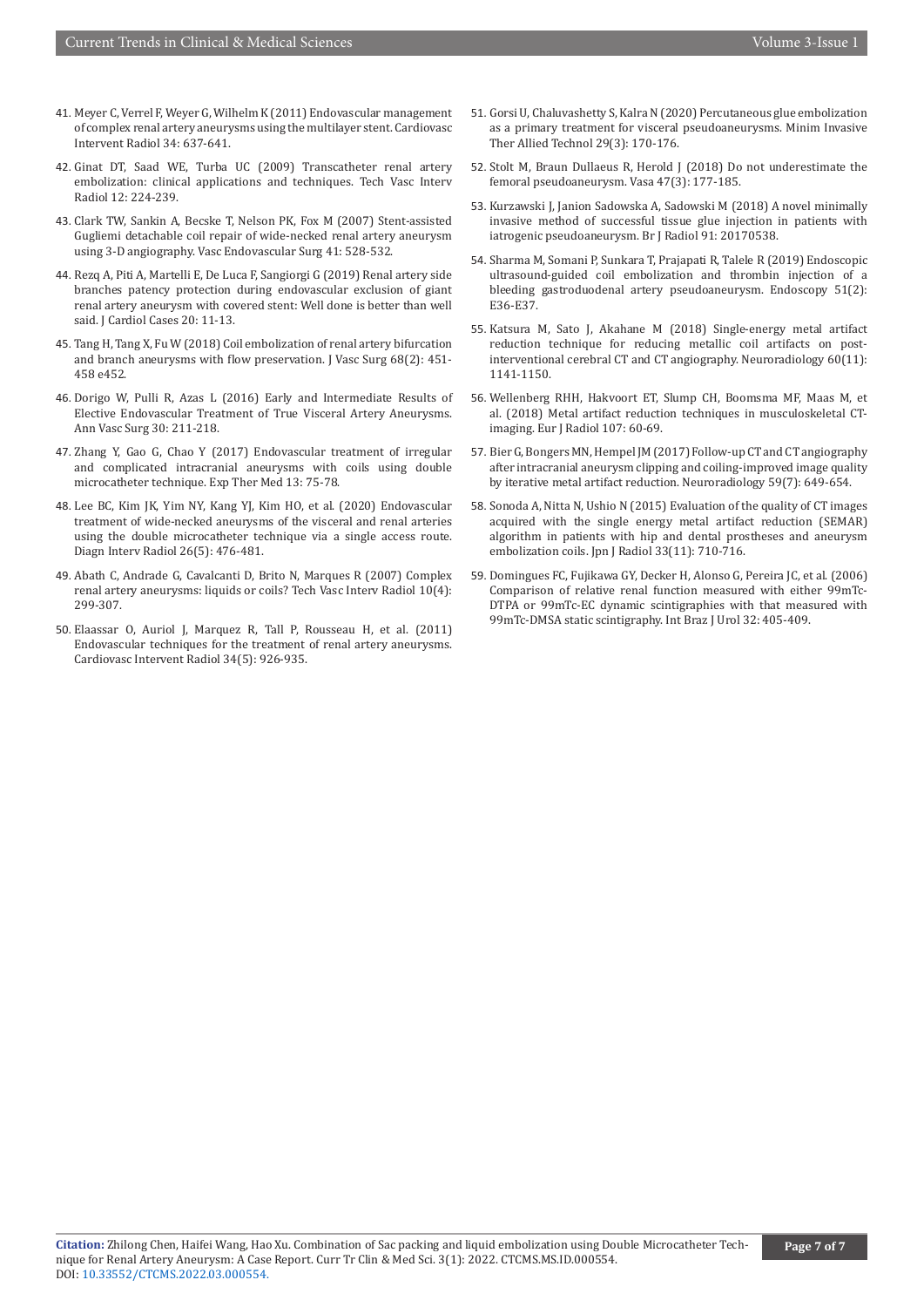41. Meyer C, Verrel F, Weyer G, Wilhelm K (2011) Endovascular management of complex renal artery aneurysms using the multilayer stent. Cardiovasc Intervent Radiol 34: 637-641.
42. Ginat DT, Saad WE, Turba UC (2009) Transcatheter renal artery embolization: clinical applications and techniques. Tech Vasc Interv Radiol 12: 224-239.
43. Clark TW, Sankin A, Becske T, Nelson PK, Fox M (2007) Stent-assisted Gugliemi detachable coil repair of wide-necked renal artery aneurysm using 3-D angiography. Vasc Endovascular Surg 41: 528-532.
44. Rezq A, Piti A, Martelli E, De Luca F, Sangiorgi G (2019) Renal artery side branches patency protection during endovascular exclusion of giant renal artery aneurysm with covered stent: Well done is better than well said. J Cardiol Cases 20: 11-13.
45. Tang H, Tang X, Fu W (2018) Coil embolization of renal artery bifurcation and branch aneurysms with flow preservation. J Vasc Surg 68(2): 451-458 e452.
46. Dorigo W, Pulli R, Azas L (2016) Early and Intermediate Results of Elective Endovascular Treatment of True Visceral Artery Aneurysms. Ann Vasc Surg 30: 211-218.
47. Zhang Y, Gao G, Chao Y (2017) Endovascular treatment of irregular and complicated intracranial aneurysms with coils using double microcatheter technique. Exp Ther Med 13: 75-78.
48. Lee BC, Kim JK, Yim NY, Kang YJ, Kim HO, et al. (2020) Endovascular treatment of wide-necked aneurysms of the visceral and renal arteries using the double microcatheter technique via a single access route. Diagn Interv Radiol 26(5): 476-481.
49. Abath C, Andrade G, Cavalcanti D, Brito N, Marques R (2007) Complex renal artery aneurysms: liquids or coils? Tech Vasc Interv Radiol 10(4): 299-307.
50. Elaassar O, Auriol J, Marquez R, Tall P, Rousseau H, et al. (2011) Endovascular techniques for the treatment of renal artery aneurysms. Cardiovasc Intervent Radiol 34(5): 926-935.
51. Gorsi U, Chaluvashetty S, Kalra N (2020) Percutaneous glue embolization as a primary treatment for visceral pseudoaneurysms. Minim Invasive Ther Allied Technol 29(3): 170-176.
52. Stolt M, Braun Dullaeus R, Herold J (2018) Do not underestimate the femoral pseudoaneurysm. Vasa 47(3): 177-185.
53. Kurzawski J, Janion Sadowska A, Sadowski M (2018) A novel minimally invasive method of successful tissue glue injection in patients with iatrogenic pseudoaneurysm. Br J Radiol 91: 20170538.
54. Sharma M, Somani P, Sunkara T, Prajapati R, Talele R (2019) Endoscopic ultrasound-guided coil embolization and thrombin injection of a bleeding gastroduodenal artery pseudoaneurysm. Endoscopy 51(2): E36-E37.
55. Katsura M, Sato J, Akahane M (2018) Single-energy metal artifact reduction technique for reducing metallic coil artifacts on post-interventional cerebral CT and CT angiography. Neuroradiology 60(11): 1141-1150.
56. Wellenberg RHH, Hakvoort ET, Slump CH, Boomsma MF, Maas M, et al. (2018) Metal artifact reduction techniques in musculoskeletal CT-imaging. Eur J Radiol 107: 60-69.
57. Bier G, Bongers MN, Hempel JM (2017) Follow-up CT and CT angiography after intracranial aneurysm clipping and coiling-improved image quality by iterative metal artifact reduction. Neuroradiology 59(7): 649-654.
58. Sonoda A, Nitta N, Ushio N (2015) Evaluation of the quality of CT images acquired with the single energy metal artifact reduction (SEMAR) algorithm in patients with hip and dental prostheses and aneurysm embolization coils. Jpn J Radiol 33(11): 710-716.
59. Domingues FC, Fujikawa GY, Decker H, Alonso G, Pereira JC, et al. (2006) Comparison of relative renal function measured with either 99mTc-DTPA or 99mTc-EC dynamic scintigraphies with that measured with 99mTc-DMSA static scintigraphy. Int Braz J Urol 32: 405-409.

**Citation:** Zhilong Chen, Haifei Wang, Hao Xu. Combination of Sac packing and liquid embolization using Double Microcatheter Technique for Renal Artery Aneurysm: A Case Report. Curr Tr Clin & Med Sci. 3(1): 2022. CTCMS.MS.ID.000554. DOI: 10.33552/CTCMS.2022.03.000554.